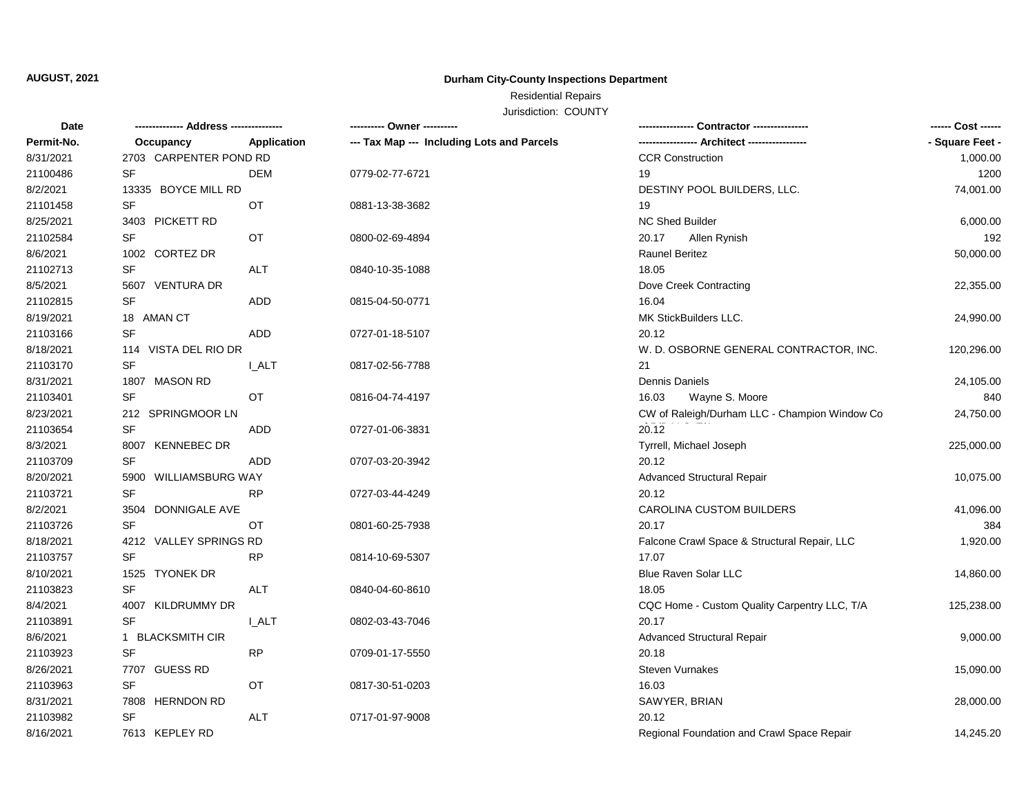**AUGUST, 2021**

# Durham City-County Inspections Department

Residential Repairs

Jurisdiction: COUNTY

| Date / Permit-No. | Address / Occupancy | Application | Owner / Tax Map --- Including Lots and Parcels | Contractor / Architect | Cost / Square Feet |
|---|---|---|---|---|---|
| 8/31/2021 | 2703 CARPENTER POND RD | | | CCR Construction | 1,000.00 |
| 21100486 | SF | DEM | 0779-02-77-6721 | 19 | 1200 |
| 8/2/2021 | 13335 BOYCE MILL RD | | | DESTINY POOL BUILDERS, LLC. | 74,001.00 |
| 21101458 | SF | OT | 0881-13-38-3682 | 19 | |
| 8/25/2021 | 3403 PICKETT RD | | | NC Shed Builder | 6,000.00 |
| 21102584 | SF | OT | 0800-02-69-4894 | 20.17 Allen Rynish | 192 |
| 8/6/2021 | 1002 CORTEZ DR | | | Raunel Beritez | 50,000.00 |
| 21102713 | SF | ALT | 0840-10-35-1088 | 18.05 | |
| 8/5/2021 | 5607 VENTURA DR | | | Dove Creek Contracting | 22,355.00 |
| 21102815 | SF | ADD | 0815-04-50-0771 | 16.04 | |
| 8/19/2021 | 18 AMAN CT | | | MK StickBuilders LLC. | 24,990.00 |
| 21103166 | SF | ADD | 0727-01-18-5107 | 20.12 | |
| 8/18/2021 | 114 VISTA DEL RIO DR | | | W. D. OSBORNE GENERAL CONTRACTOR, INC. | 120,296.00 |
| 21103170 | SF | I_ALT | 0817-02-56-7788 | 21 | |
| 8/31/2021 | 1807 MASON RD | | | Dennis Daniels | 24,105.00 |
| 21103401 | SF | OT | 0816-04-74-4197 | 16.03 Wayne S. Moore | 840 |
| 8/23/2021 | 212 SPRINGMOOR LN | | | CW of Raleigh/Durham LLC - Champion Window Co | 24,750.00 |
| 21103654 | SF | ADD | 0727-01-06-3831 | 20.12 | |
| 8/3/2021 | 8007 KENNEBEC DR | | | Tyrrell, Michael Joseph | 225,000.00 |
| 21103709 | SF | ADD | 0707-03-20-3942 | 20.12 | |
| 8/20/2021 | 5900 WILLIAMSBURG WAY | | | Advanced Structural Repair | 10,075.00 |
| 21103721 | SF | RP | 0727-03-44-4249 | 20.12 | |
| 8/2/2021 | 3504 DONNIGALE AVE | | | CAROLINA CUSTOM BUILDERS | 41,096.00 |
| 21103726 | SF | OT | 0801-60-25-7938 | 20.17 | 384 |
| 8/18/2021 | 4212 VALLEY SPRINGS RD | | | Falcone Crawl Space & Structural Repair, LLC | 1,920.00 |
| 21103757 | SF | RP | 0814-10-69-5307 | 17.07 | |
| 8/10/2021 | 1525 TYONEK DR | | | Blue Raven Solar LLC | 14,860.00 |
| 21103823 | SF | ALT | 0840-04-60-8610 | 18.05 | |
| 8/4/2021 | 4007 KILDRUMMY DR | | | CQC Home - Custom Quality Carpentry LLC, T/A | 125,238.00 |
| 21103891 | SF | I_ALT | 0802-03-43-7046 | 20.17 | |
| 8/6/2021 | 1 BLACKSMITH CIR | | | Advanced Structural Repair | 9,000.00 |
| 21103923 | SF | RP | 0709-01-17-5550 | 20.18 | |
| 8/26/2021 | 7707 GUESS RD | | | Steven Vurnakes | 15,090.00 |
| 21103963 | SF | OT | 0817-30-51-0203 | 16.03 | |
| 8/31/2021 | 7808 HERNDON RD | | | SAWYER, BRIAN | 28,000.00 |
| 21103982 | SF | ALT | 0717-01-97-9008 | 20.12 | |
| 8/16/2021 | 7613 KEPLEY RD | | | Regional Foundation and Crawl Space Repair | 14,245.20 |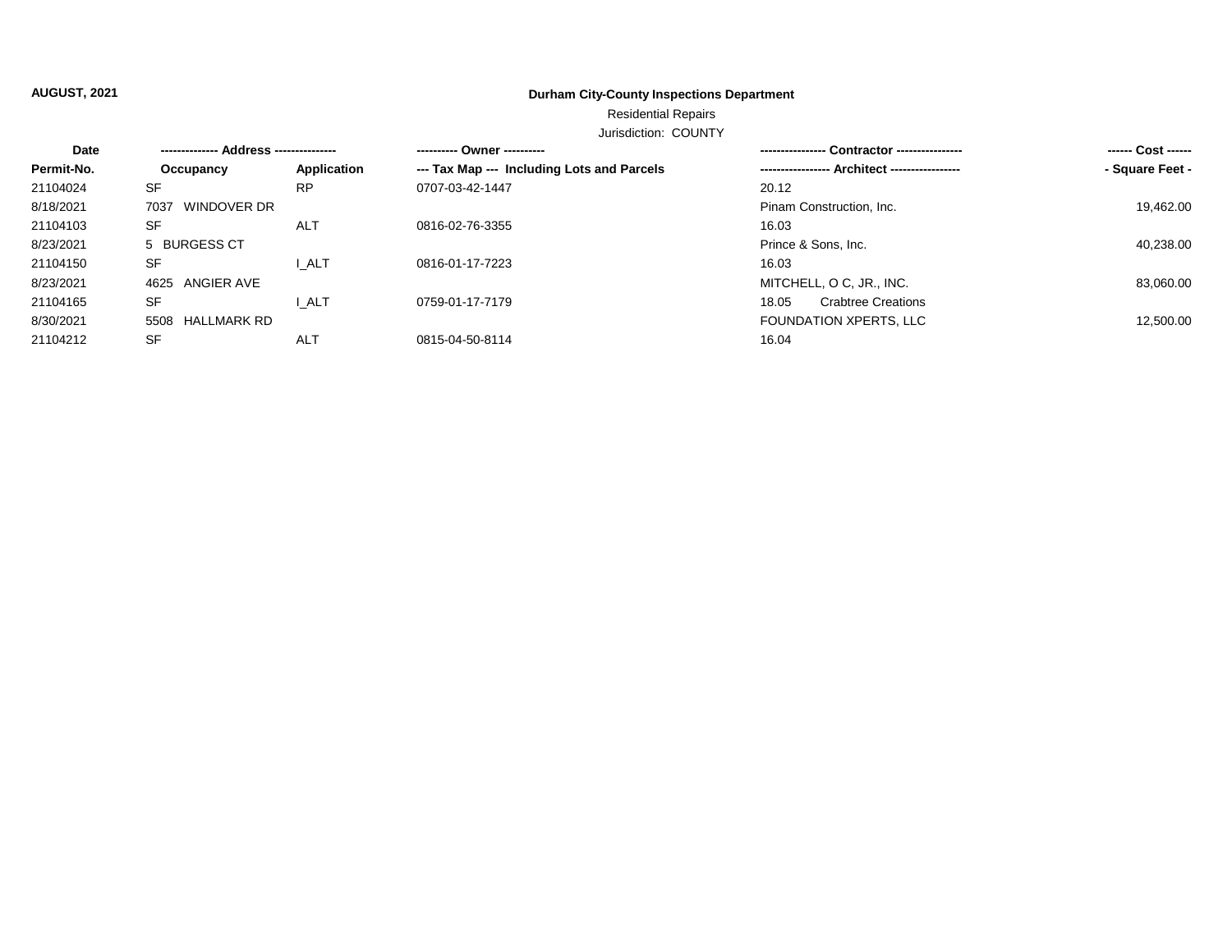**AUGUST, 2021**

**Durham City-County Inspections Department**

Residential Repairs

Jurisdiction: COUNTY

| Date | ------------- Address -------------- | | ---------- Owner ---------- | ---------------- Contractor ---------------- | ------ Cost ------ |
|---|---|---|---|---|---|
| **Permit-No.** | **Occupancy** | **Application** | **--- Tax Map --- Including Lots and Parcels** | **----------------- Architect -----------------** | **- Square Feet -** |
| 21104024 | SF | RP | 0707-03-42-1447 | 20.12 | |
| 8/18/2021 | 7037 WINDOVER DR | | | Pinam Construction, Inc. | 19,462.00 |
| 21104103 | SF | ALT | 0816-02-76-3355 | 16.03 | |
| 8/23/2021 | 5 BURGESS CT | | | Prince & Sons, Inc. | 40,238.00 |
| 21104150 | SF | I_ALT | 0816-01-17-7223 | 16.03 | |
| 8/23/2021 | 4625 ANGIER AVE | | | MITCHELL, O C, JR., INC. | 83,060.00 |
| 21104165 | SF | I_ALT | 0759-01-17-7179 | 18.05 Crabtree Creations | |
| 8/30/2021 | 5508 HALLMARK RD | | | FOUNDATION XPERTS, LLC | 12,500.00 |
| 21104212 | SF | ALT | 0815-04-50-8114 | 16.04 | |